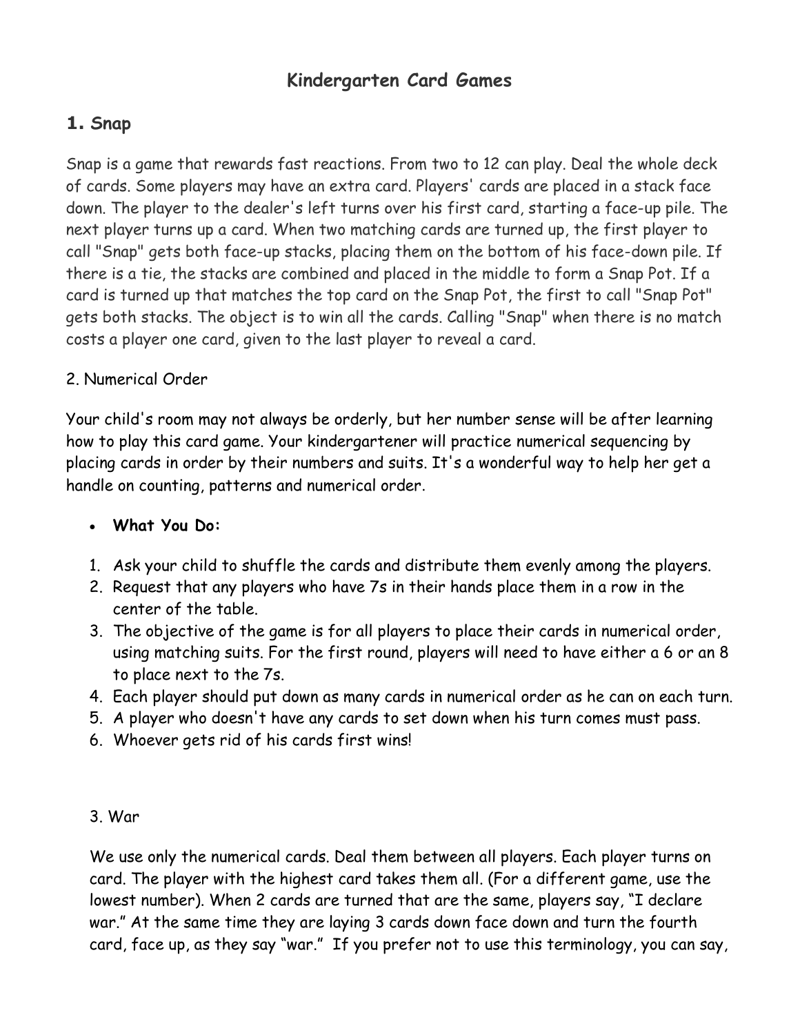# Kindergarten Card Games

## 1. Snap

Snap is a game that rewards fast reactions. From two to 12 can play. Deal the whole deck of cards. Some players may have an extra card. Players' cards are placed in a stack face down. The player to the dealer's left turns over his first card, starting a face-up pile. The next player turns up a card. When two matching cards are turned up, the first player to call "Snap" gets both face-up stacks, placing them on the bottom of his face-down pile. If there is a tie, the stacks are combined and placed in the middle to form a Snap Pot. If a card is turned up that matches the top card on the Snap Pot, the first to call "Snap Pot" gets both stacks. The object is to win all the cards. Calling "Snap" when there is no match costs a player one card, given to the last player to reveal a card.

2. Numerical Order

Your child's room may not always be orderly, but her number sense will be after learning how to play this card game. Your kindergartener will practice numerical sequencing by placing cards in order by their numbers and suits. It's a wonderful way to help her get a handle on counting, patterns and numerical order.

- **What You Do:**

1. Ask your child to shuffle the cards and distribute them evenly among the players.
2. Request that any players who have 7s in their hands place them in a row in the center of the table.
3. The objective of the game is for all players to place their cards in numerical order, using matching suits. For the first round, players will need to have either a 6 or an 8 to place next to the 7s.
4. Each player should put down as many cards in numerical order as he can on each turn.
5. A player who doesn't have any cards to set down when his turn comes must pass.
6. Whoever gets rid of his cards first wins!

3. War

We use only the numerical cards. Deal them between all players. Each player turns on card. The player with the highest card takes them all. (For a different game, use the lowest number). When 2 cards are turned that are the same, players say, "I declare war." At the same time they are laying 3 cards down face down and turn the fourth card, face up, as they say "war." If you prefer not to use this terminology, you can say,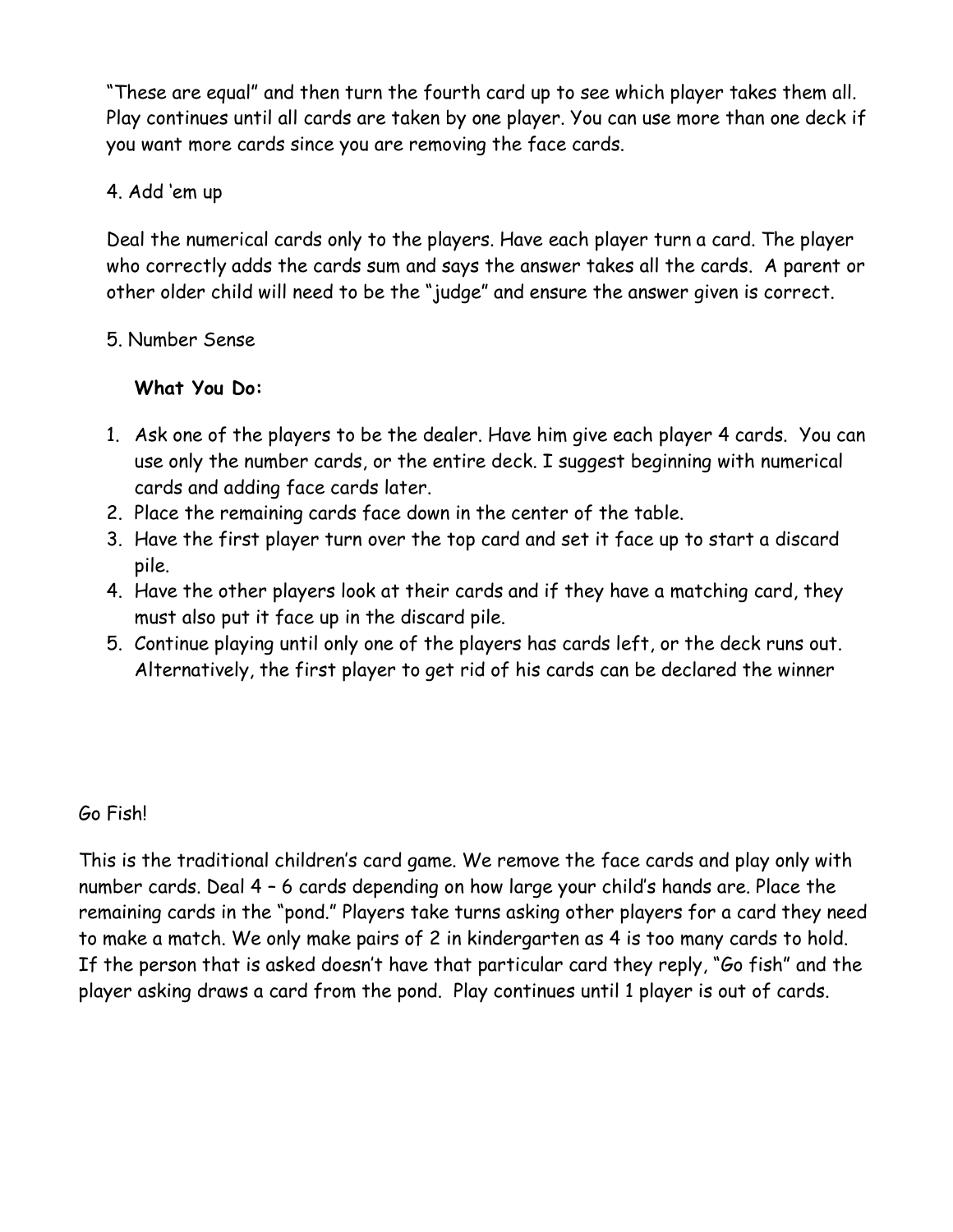"These are equal" and then turn the fourth card up to see which player takes them all. Play continues until all cards are taken by one player. You can use more than one deck if you want more cards since you are removing the face cards.

4. Add 'em up

Deal the numerical cards only to the players. Have each player turn a card. The player who correctly adds the cards sum and says the answer takes all the cards. A parent or other older child will need to be the "judge" and ensure the answer given is correct.

5. Number Sense

**What You Do:**

1. Ask one of the players to be the dealer. Have him give each player 4 cards. You can use only the number cards, or the entire deck. I suggest beginning with numerical cards and adding face cards later.
2. Place the remaining cards face down in the center of the table.
3. Have the first player turn over the top card and set it face up to start a discard pile.
4. Have the other players look at their cards and if they have a matching card, they must also put it face up in the discard pile.
5. Continue playing until only one of the players has cards left, or the deck runs out. Alternatively, the first player to get rid of his cards can be declared the winner

Go Fish!

This is the traditional children's card game. We remove the face cards and play only with number cards. Deal 4 – 6 cards depending on how large your child's hands are. Place the remaining cards in the "pond." Players take turns asking other players for a card they need to make a match. We only make pairs of 2 in kindergarten as 4 is too many cards to hold. If the person that is asked doesn't have that particular card they reply, "Go fish" and the player asking draws a card from the pond. Play continues until 1 player is out of cards.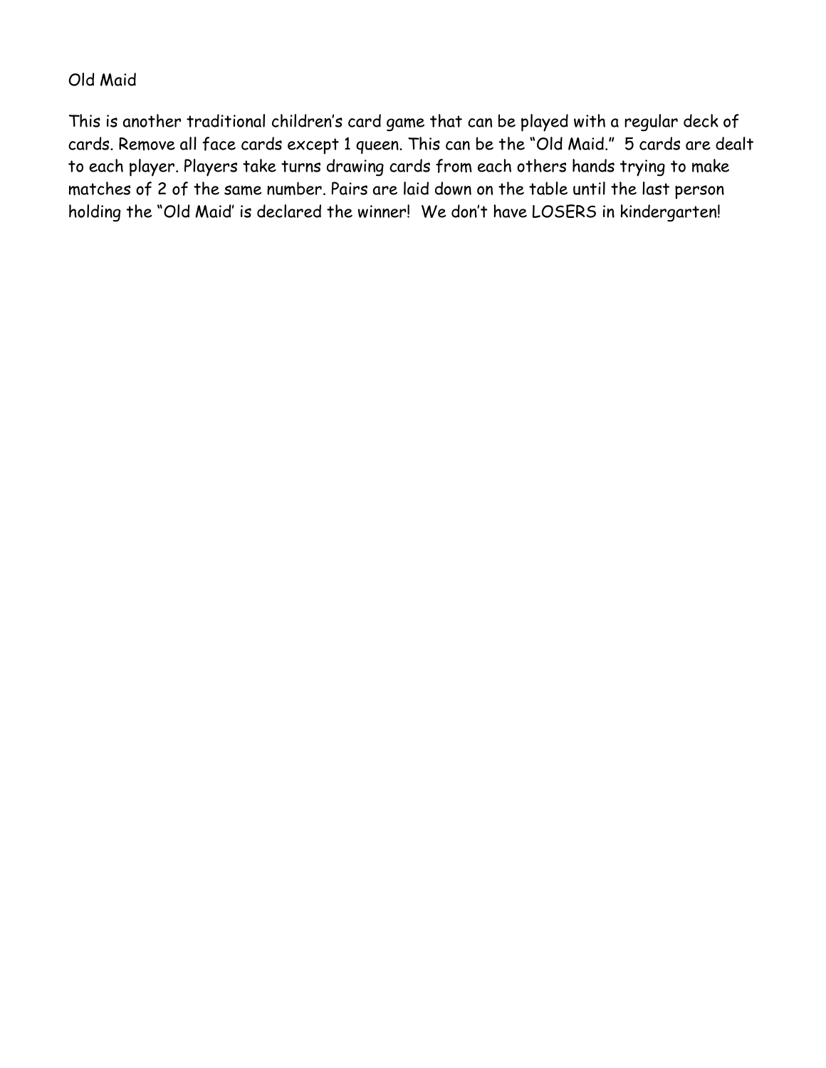# Old Maid

This is another traditional children's card game that can be played with a regular deck of cards. Remove all face cards except 1 queen. This can be the "Old Maid." 5 cards are dealt to each player. Players take turns drawing cards from each others hands trying to make matches of 2 of the same number. Pairs are laid down on the table until the last person holding the "Old Maid' is declared the winner! We don't have LOSERS in kindergarten!